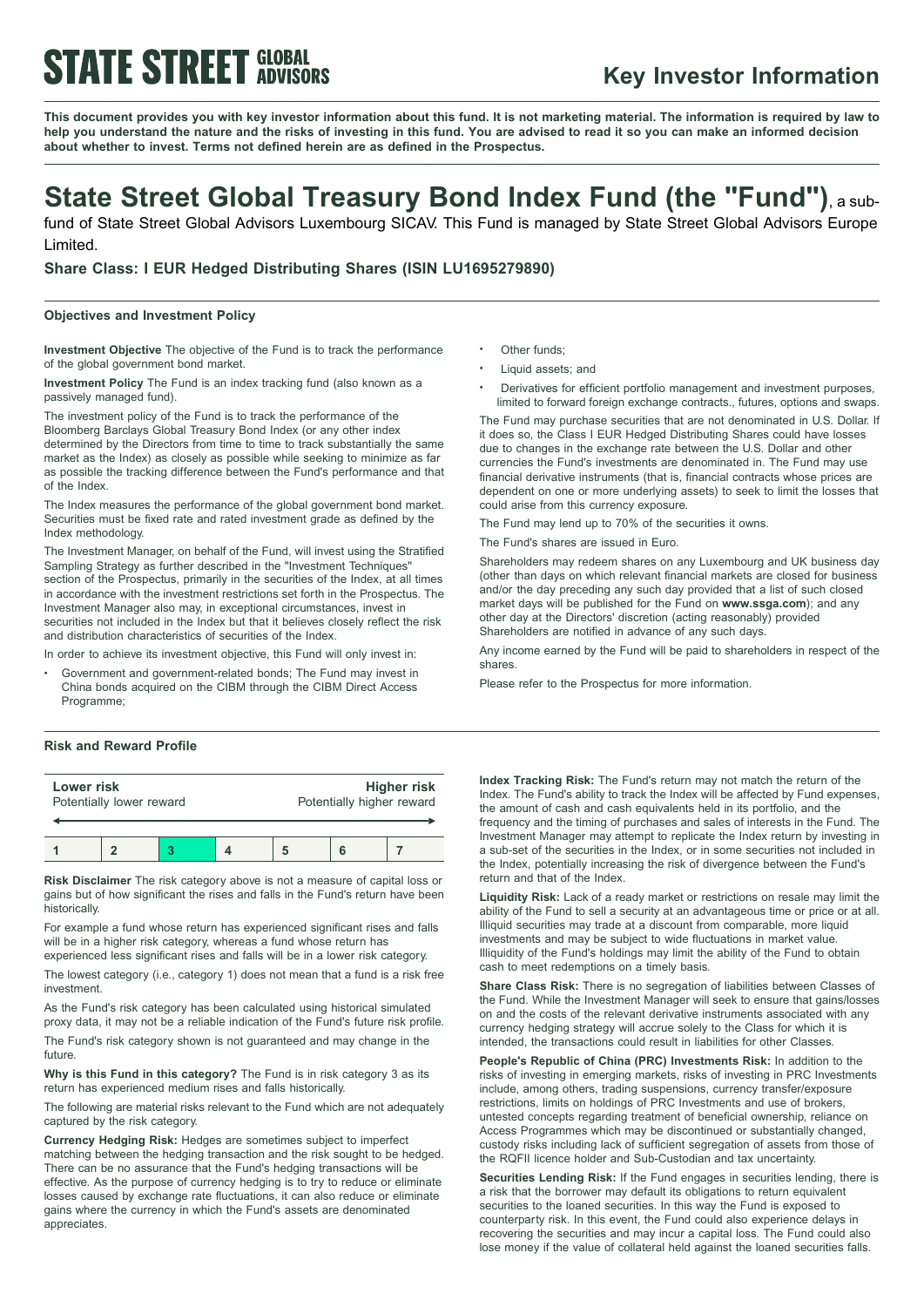**STATE STREET GLOBAL ADVISORS**

# Key Investor Information

**This document provides you with key investor information about this fund. It is not marketing material. The information is required by law to help you understand the nature and the risks of investing in this fund. You are advised to read it so you can make an informed decision about whether to invest. Terms not defined herein are as defined in the Prospectus.**

## State Street Global Treasury Bond Index Fund (the "Fund"), a sub-fund of State Street Global Advisors Luxembourg SICAV. This Fund is managed by State Street Global Advisors Europe Limited.

### Share Class: I EUR Hedged Distributing Shares (ISIN LU1695279890)

### Objectives and Investment Policy

**Investment Objective** The objective of the Fund is to track the performance of the global government bond market.

**Investment Policy** The Fund is an index tracking fund (also known as a passively managed fund).

The investment policy of the Fund is to track the performance of the Bloomberg Barclays Global Treasury Bond Index (or any other index determined by the Directors from time to time to track substantially the same market as the Index) as closely as possible while seeking to minimize as far as possible the tracking difference between the Fund's performance and that of the Index.

The Index measures the performance of the global government bond market. Securities must be fixed rate and rated investment grade as defined by the Index methodology.

The Investment Manager, on behalf of the Fund, will invest using the Stratified Sampling Strategy as further described in the "Investment Techniques" section of the Prospectus, primarily in the securities of the Index, at all times in accordance with the investment restrictions set forth in the Prospectus. The Investment Manager also may, in exceptional circumstances, invest in securities not included in the Index but that it believes closely reflect the risk and distribution characteristics of securities of the Index.

In order to achieve its investment objective, this Fund will only invest in:

- Government and government-related bonds; The Fund may invest in China bonds acquired on the CIBM through the CIBM Direct Access Programme;
- Other funds;
- Liquid assets; and
- Derivatives for efficient portfolio management and investment purposes, limited to forward foreign exchange contracts., futures, options and swaps.

The Fund may purchase securities that are not denominated in U.S. Dollar. If it does so, the Class I EUR Hedged Distributing Shares could have losses due to changes in the exchange rate between the U.S. Dollar and other currencies the Fund's investments are denominated in. The Fund may use financial derivative instruments (that is, financial contracts whose prices are dependent on one or more underlying assets) to seek to limit the losses that could arise from this currency exposure.

The Fund may lend up to 70% of the securities it owns.

The Fund's shares are issued in Euro.

Shareholders may redeem shares on any Luxembourg and UK business day (other than days on which relevant financial markets are closed for business and/or the day preceding any such day provided that a list of such closed market days will be published for the Fund on **www.ssga.com**); and any other day at the Directors' discretion (acting reasonably) provided Shareholders are notified in advance of any such days.

Any income earned by the Fund will be paid to shareholders in respect of the shares.

Please refer to the Prospectus for more information.

### Risk and Reward Profile

| **Lower risk** Potentially lower reward | | | | | | **Higher risk** Potentially higher reward |
|---|---|---|---|---|---|---|
| 1 | 2 | **3** | 4 | 5 | 6 | 7 |

**Risk Disclaimer** The risk category above is not a measure of capital loss or gains but of how significant the rises and falls in the Fund's return have been historically.

For example a fund whose return has experienced significant rises and falls will be in a higher risk category, whereas a fund whose return has experienced less significant rises and falls will be in a lower risk category.

The lowest category (i.e., category 1) does not mean that a fund is a risk free investment.

As the Fund's risk category has been calculated using historical simulated proxy data, it may not be a reliable indication of the Fund's future risk profile.

The Fund's risk category shown is not guaranteed and may change in the future.

**Why is this Fund in this category?** The Fund is in risk category 3 as its return has experienced medium rises and falls historically.

The following are material risks relevant to the Fund which are not adequately captured by the risk category.

**Currency Hedging Risk:** Hedges are sometimes subject to imperfect matching between the hedging transaction and the risk sought to be hedged. There can be no assurance that the Fund's hedging transactions will be effective. As the purpose of currency hedging is to try to reduce or eliminate losses caused by exchange rate fluctuations, it can also reduce or eliminate gains where the currency in which the Fund's assets are denominated appreciates.

**Index Tracking Risk:** The Fund's return may not match the return of the Index. The Fund's ability to track the Index will be affected by Fund expenses, the amount of cash and cash equivalents held in its portfolio, and the frequency and the timing of purchases and sales of interests in the Fund. The Investment Manager may attempt to replicate the Index return by investing in a sub-set of the securities in the Index, or in some securities not included in the Index, potentially increasing the risk of divergence between the Fund's return and that of the Index.

**Liquidity Risk:** Lack of a ready market or restrictions on resale may limit the ability of the Fund to sell a security at an advantageous time or price or at all. Illiquid securities may trade at a discount from comparable, more liquid investments and may be subject to wide fluctuations in market value. Illiquidity of the Fund's holdings may limit the ability of the Fund to obtain cash to meet redemptions on a timely basis.

**Share Class Risk:** There is no segregation of liabilities between Classes of the Fund. While the Investment Manager will seek to ensure that gains/losses on and the costs of the relevant derivative instruments associated with any currency hedging strategy will accrue solely to the Class for which it is intended, the transactions could result in liabilities for other Classes.

**People's Republic of China (PRC) Investments Risk:** In addition to the risks of investing in emerging markets, risks of investing in PRC Investments include, among others, trading suspensions, currency transfer/exposure restrictions, limits on holdings of PRC Investments and use of brokers, untested concepts regarding treatment of beneficial ownership, reliance on Access Programmes which may be discontinued or substantially changed, custody risks including lack of sufficient segregation of assets from those of the RQFII licence holder and Sub-Custodian and tax uncertainty.

**Securities Lending Risk:** If the Fund engages in securities lending, there is a risk that the borrower may default its obligations to return equivalent securities to the loaned securities. In this way the Fund is exposed to counterparty risk. In this event, the Fund could also experience delays in recovering the securities and may incur a capital loss. The Fund could also lose money if the value of collateral held against the loaned securities falls.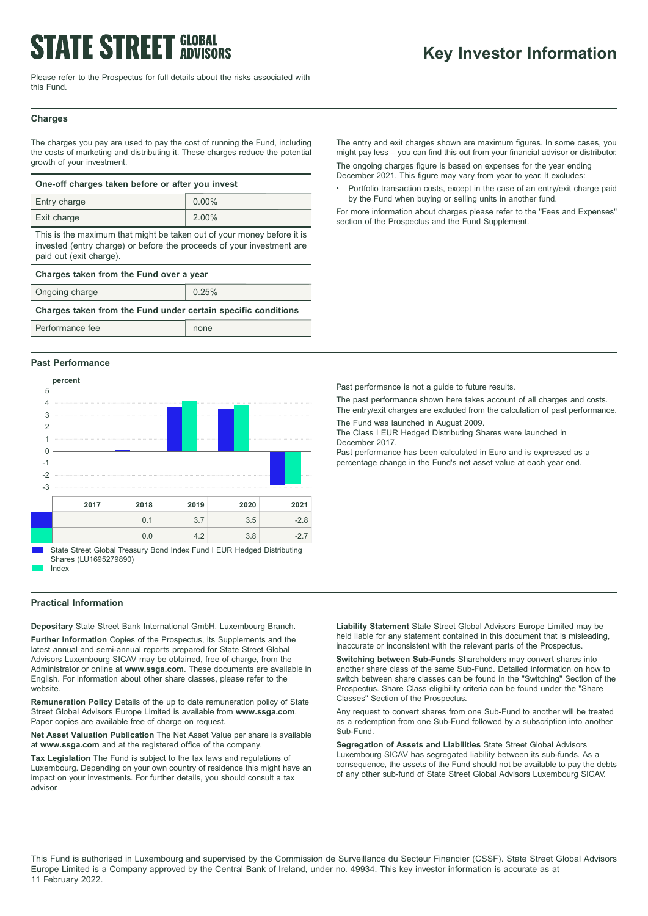# STATE STREET GLOBAL ADVISORS

# Key Investor Information

Please refer to the Prospectus for full details about the risks associated with this Fund.

## Charges

The charges you pay are used to pay the cost of running the Fund, including the costs of marketing and distributing it. These charges reduce the potential growth of your investment.

| One-off charges taken before or after you invest | |
|---|---|
| Entry charge | 0.00% |
| Exit charge | 2.00% |
| This is the maximum that might be taken out of your money before it is invested (entry charge) or before the proceeds of your investment are paid out (exit charge). | |
| **Charges taken from the Fund over a year** | |
| Ongoing charge | 0.25% |
| **Charges taken from the Fund under certain specific conditions** | |
| Performance fee | none |

The entry and exit charges shown are maximum figures. In some cases, you might pay less – you can find this out from your financial advisor or distributor.

The ongoing charges figure is based on expenses for the year ending December 2021. This figure may vary from year to year. It excludes:

- Portfolio transaction costs, except in the case of an entry/exit charge paid by the Fund when buying or selling units in another fund.

For more information about charges please refer to the "Fees and Expenses" section of the Prospectus and the Fund Supplement.

## Past Performance

percent

5
4
3
2
1
0
-1
-2
-3

| | 2017 | 2018 | 2019 | 2020 | 2021 |
|---|---|---|---|---|---|
| State Street Global Treasury Bond Index Fund I EUR Hedged Distributing Shares (LU1695279890) | | 0.1 | 3.7 | 3.5 | -2.8 |
| Index | | 0.0 | 4.2 | 3.8 | -2.7 |

Past performance is not a guide to future results.

The past performance shown here takes account of all charges and costs. The entry/exit charges are excluded from the calculation of past performance.

The Fund was launched in August 2009.

The Class I EUR Hedged Distributing Shares were launched in December 2017.

Past performance has been calculated in Euro and is expressed as a percentage change in the Fund's net asset value at each year end.

## Practical Information

**Depositary** State Street Bank International GmbH, Luxembourg Branch.

**Further Information** Copies of the Prospectus, its Supplements and the latest annual and semi-annual reports prepared for State Street Global Advisors Luxembourg SICAV may be obtained, free of charge, from the Administrator or online at **www.ssga.com**. These documents are available in English. For information about other share classes, please refer to the website.

**Remuneration Policy** Details of the up to date remuneration policy of State Street Global Advisors Europe Limited is available from **www.ssga.com**. Paper copies are available free of charge on request.

**Net Asset Valuation Publication** The Net Asset Value per share is available at **www.ssga.com** and at the registered office of the company.

**Tax Legislation** The Fund is subject to the tax laws and regulations of Luxembourg. Depending on your own country of residence this might have an impact on your investments. For further details, you should consult a tax advisor.

**Liability Statement** State Street Global Advisors Europe Limited may be held liable for any statement contained in this document that is misleading, inaccurate or inconsistent with the relevant parts of the Prospectus.

**Switching between Sub-Funds** Shareholders may convert shares into another share class of the same Sub-Fund. Detailed information on how to switch between share classes can be found in the "Switching" Section of the Prospectus. Share Class eligibility criteria can be found under the "Share Classes" Section of the Prospectus.

Any request to convert shares from one Sub-Fund to another will be treated as a redemption from one Sub-Fund followed by a subscription into another Sub-Fund.

**Segregation of Assets and Liabilities** State Street Global Advisors Luxembourg SICAV has segregated liability between its sub-funds. As a consequence, the assets of the Fund should not be available to pay the debts of any other sub-fund of State Street Global Advisors Luxembourg SICAV.

This Fund is authorised in Luxembourg and supervised by the Commission de Surveillance du Secteur Financier (CSSF). State Street Global Advisors Europe Limited is a Company approved by the Central Bank of Ireland, under no. 49934. This key investor information is accurate as at 11 February 2022.